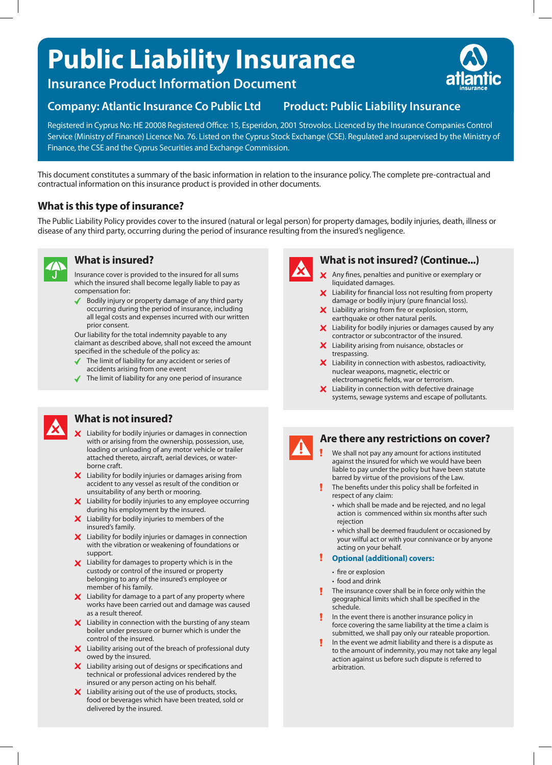# Public Liability Insurance

## Insurance Product Information Document

**Company: Atlantic Insurance Co Public Ltd** **Product: Public Liability Insurance**

Registered in Cyprus No: HE 20008 Registered Office: 15, Esperidon, 2001 Strovolos. Licenced by the Insurance Companies Control Service (Ministry of Finance) Licence No. 76. Listed on the Cyprus Stock Exchange (CSE). Regulated and supervised by the Ministry of Finance, the CSE and the Cyprus Securities and Exchange Commission.

This document constitutes a summary of the basic information in relation to the insurance policy. The complete pre-contractual and contractual information on this insurance product is provided in other documents.

## What is this type of insurance?

The Public Liability Policy provides cover to the insured (natural or legal person) for property damages, bodily injuries, death, illness or disease of any third party, occurring during the period of insurance resulting from the insured's negligence.

### What is insured?

Insurance cover is provided to the insured for all sums which the insured shall become legally liable to pay as compensation for:

- ✓ Bodily injury or property damage of any third party occurring during the period of insurance, including all legal costs and expenses incurred with our written prior consent.

Our liability for the total indemnity payable to any claimant as described above, shall not exceed the amount specified in the schedule of the policy as:

- ✓ The limit of liability for any accident or series of accidents arising from one event
- ✓ The limit of liability for any one period of insurance

### What is not insured?

- ✗ Liability for bodily injuries or damages in connection with or arising from the ownership, possession, use, loading or unloading of any motor vehicle or trailer attached thereto, aircraft, aerial devices, or water-borne craft.
- ✗ Liability for bodily injuries or damages arising from accident to any vessel as result of the condition or unsuitability of any berth or mooring.
- ✗ Liability for bodily injuries to any employee occurring during his employment by the insured.
- ✗ Liability for bodily injuries to members of the insured's family.
- ✗ Liability for bodily injuries or damages in connection with the vibration or weakening of foundations or support.
- ✗ Liability for damages to property which is in the custody or control of the insured or property belonging to any of the insured's employee or member of his family.
- ✗ Liability for damage to a part of any property where works have been carried out and damage was caused as a result thereof.
- ✗ Liability in connection with the bursting of any steam boiler under pressure or burner which is under the control of the insured.
- ✗ Liability arising out of the breach of professional duty owed by the insured.
- ✗ Liability arising out of designs or specifications and technical or professional advices rendered by the insured or any person acting on his behalf.
- ✗ Liability arising out of the use of products, stocks, food or beverages which have been treated, sold or delivered by the insured.

### What is not insured? (Continue...)

- ✗ Any fines, penalties and punitive or exemplary or liquidated damages.
- ✗ Liability for financial loss not resulting from property damage or bodily injury (pure financial loss).
- ✗ Liability arising from fire or explosion, storm, earthquake or other natural perils.
- ✗ Liability for bodily injuries or damages caused by any contractor or subcontractor of the insured.
- ✗ Liability arising from nuisance, obstacles or trespassing.
- ✗ Liability in connection with asbestos, radioactivity, nuclear weapons, magnetic, electric or electromagnetic fields, war or terrorism.
- ✗ Liability in connection with defective drainage systems, sewage systems and escape of pollutants.

### Are there any restrictions on cover?

- ! We shall not pay any amount for actions instituted against the insured for which we would have been liable to pay under the policy but have been statute barred by virtue of the provisions of the Law.
- ! The benefits under this policy shall be forfeited in respect of any claim:
  - which shall be made and be rejected, and no legal action is commenced within six months after such rejection
  - which shall be deemed fraudulent or occasioned by your wilful act or with your connivance or by anyone acting on your behalf.
- ! **Optional (additional) covers:**
  - fire or explosion
  - food and drink
- ! The insurance cover shall be in force only within the geographical limits which shall be specified in the schedule.
- ! In the event there is another insurance policy in force covering the same liability at the time a claim is submitted, we shall pay only our rateable proportion.
- ! In the event we admit liability and there is a dispute as to the amount of indemnity, you may not take any legal action against us before such dispute is referred to arbitration.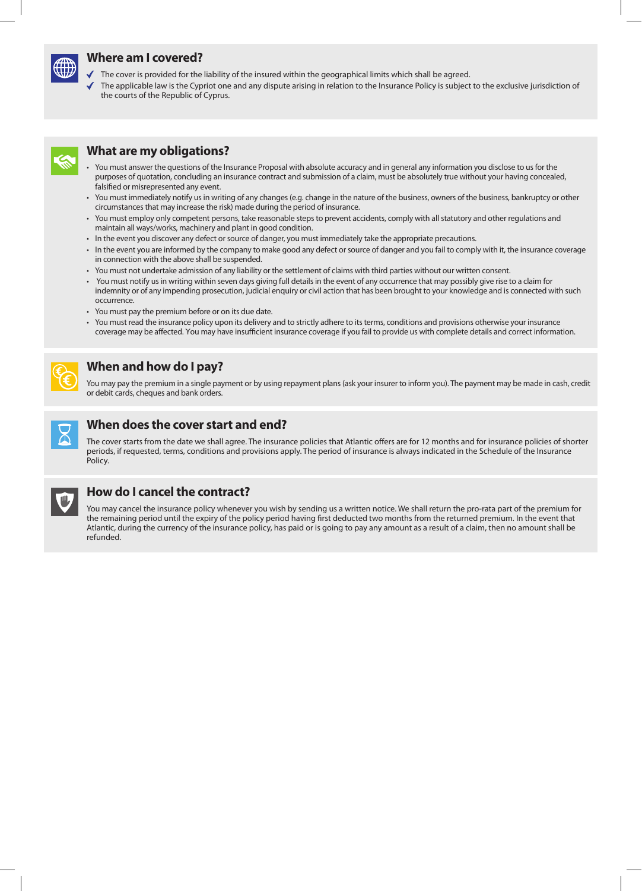## Where am I covered?

- ✓ The cover is provided for the liability of the insured within the geographical limits which shall be agreed.
- ✓ The applicable law is the Cypriot one and any dispute arising in relation to the Insurance Policy is subject to the exclusive jurisdiction of the courts of the Republic of Cyprus.

## What are my obligations?

- You must answer the questions of the Insurance Proposal with absolute accuracy and in general any information you disclose to us for the purposes of quotation, concluding an insurance contract and submission of a claim, must be absolutely true without your having concealed, falsified or misrepresented any event.
- You must immediately notify us in writing of any changes (e.g. change in the nature of the business, owners of the business, bankruptcy or other circumstances that may increase the risk) made during the period of insurance.
- You must employ only competent persons, take reasonable steps to prevent accidents, comply with all statutory and other regulations and maintain all ways/works, machinery and plant in good condition.
- In the event you discover any defect or source of danger, you must immediately take the appropriate precautions.
- In the event you are informed by the company to make good any defect or source of danger and you fail to comply with it, the insurance coverage in connection with the above shall be suspended.
- You must not undertake admission of any liability or the settlement of claims with third parties without our written consent.
- You must notify us in writing within seven days giving full details in the event of any occurrence that may possibly give rise to a claim for indemnity or of any impending prosecution, judicial enquiry or civil action that has been brought to your knowledge and is connected with such occurrence.
- You must pay the premium before or on its due date.
- You must read the insurance policy upon its delivery and to strictly adhere to its terms, conditions and provisions otherwise your insurance coverage may be affected. You may have insufficient insurance coverage if you fail to provide us with complete details and correct information.

## When and how do I pay?

You may pay the premium in a single payment or by using repayment plans (ask your insurer to inform you). The payment may be made in cash, credit or debit cards, cheques and bank orders.

## When does the cover start and end?

The cover starts from the date we shall agree. The insurance policies that Atlantic offers are for 12 months and for insurance policies of shorter periods, if requested, terms, conditions and provisions apply. The period of insurance is always indicated in the Schedule of the Insurance Policy.

## How do I cancel the contract?

You may cancel the insurance policy whenever you wish by sending us a written notice. We shall return the pro-rata part of the premium for the remaining period until the expiry of the policy period having first deducted two months from the returned premium. In the event that Atlantic, during the currency of the insurance policy, has paid or is going to pay any amount as a result of a claim, then no amount shall be refunded.